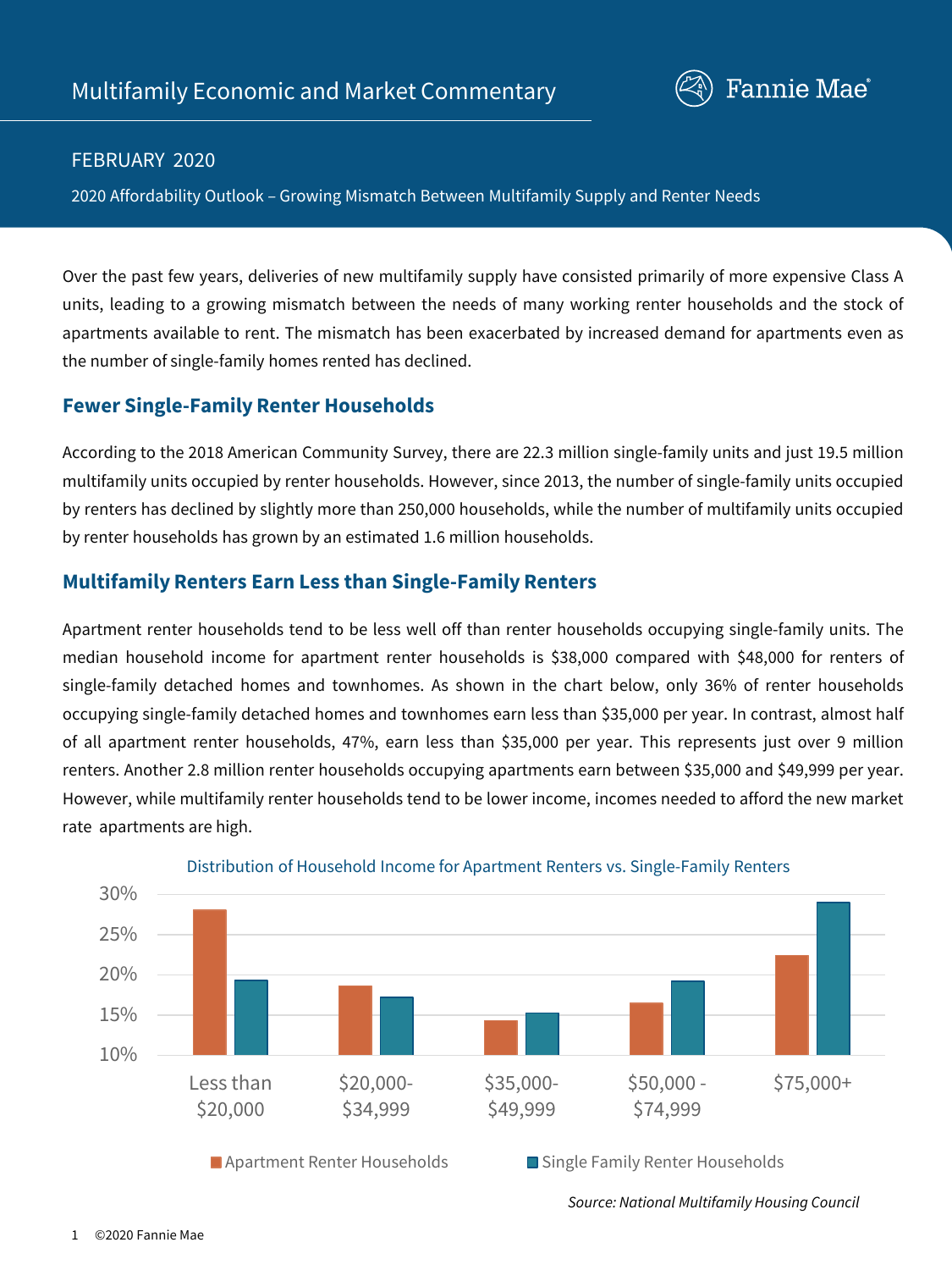# Multifamily Economic and Market Commentary

FEBRUARY 2020

2020 Affordability Outlook – Growing Mismatch Between Multifamily Supply and Renter Needs

Over the past few years, deliveries of new multifamily supply have consisted primarily of more expensive Class A units, leading to a growing mismatch between the needs of many working renter households and the stock of apartments available to rent. The mismatch has been exacerbated by increased demand for apartments even as the number of single-family homes rented has declined.

## Fewer Single-Family Renter Households

According to the 2018 American Community Survey, there are 22.3 million single-family units and just 19.5 million multifamily units occupied by renter households. However, since 2013, the number of single-family units occupied by renters has declined by slightly more than 250,000 households, while the number of multifamily units occupied by renter households has grown by an estimated 1.6 million households.

## Multifamily Renters Earn Less than Single-Family Renters

Apartment renter households tend to be less well off than renter households occupying single-family units. The median household income for apartment renter households is $38,000 compared with $48,000 for renters of single-family detached homes and townhomes. As shown in the chart below, only 36% of renter households occupying single-family detached homes and townhomes earn less than $35,000 per year. In contrast, almost half of all apartment renter households, 47%, earn less than $35,000 per year. This represents just over 9 million renters. Another 2.8 million renter households occupying apartments earn between $35,000 and $49,999 per year. However, while multifamily renter households tend to be lower income, incomes needed to afford the new market rate apartments are high.

Distribution of Household Income for Apartment Renters vs. Single-Family Renters

| Household Income | Apartment Renter Households | Single Family Renter Households |
|---|---|---|
| Less than $20,000 | ~28% | ~19% |
| $20,000-$34,999 | ~19% | ~17% |
| $35,000-$49,999 | ~14% | ~15% |
| $50,000 - $74,999 | ~16% | ~19% |
| $75,000+ | ~22% | ~29% |

*Source: National Multifamily Housing Council*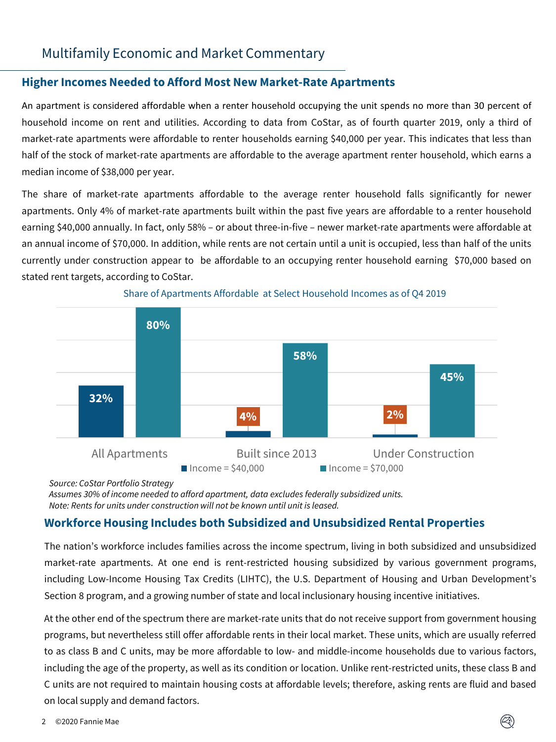## Higher Incomes Needed to Afford Most New Market-Rate Apartments

An apartment is considered affordable when a renter household occupying the unit spends no more than 30 percent of household income on rent and utilities. According to data from CoStar, as of fourth quarter 2019, only a third of market-rate apartments were affordable to renter households earning $40,000 per year. This indicates that less than half of the stock of market-rate apartments are affordable to the average apartment renter household, which earns a median income of $38,000 per year.

The share of market-rate apartments affordable to the average renter household falls significantly for newer apartments. Only 4% of market-rate apartments built within the past five years are affordable to a renter household earning $40,000 annually. In fact, only 58% – or about three-in-five – newer market-rate apartments were affordable at an annual income of $70,000. In addition, while rents are not certain until a unit is occupied, less than half of the units currently under construction appear to be affordable to an occupying renter household earning $70,000 based on stated rent targets, according to CoStar.

Share of Apartments Affordable at Select Household Incomes as of Q4 2019

| | Income = $40,000 | Income = $70,000 |
|---|---|---|
| All Apartments | 32% | 80% |
| Built since 2013 | 4% | 58% |
| Under Construction | 2% | 45% |

*Source: CoStar Portfolio Strategy*
*Assumes 30% of income needed to afford apartment, data excludes federally subsidized units.*
*Note: Rents for units under construction will not be known until unit is leased.*

## Workforce Housing Includes both Subsidized and Unsubsidized Rental Properties

The nation's workforce includes families across the income spectrum, living in both subsidized and unsubsidized market-rate apartments. At one end is rent-restricted housing subsidized by various government programs, including Low-Income Housing Tax Credits (LIHTC), the U.S. Department of Housing and Urban Development's Section 8 program, and a growing number of state and local inclusionary housing incentive initiatives.

At the other end of the spectrum there are market-rate units that do not receive support from government housing programs, but nevertheless still offer affordable rents in their local market. These units, which are usually referred to as class B and C units, may be more affordable to low- and middle-income households due to various factors, including the age of the property, as well as its condition or location. Unlike rent-restricted units, these class B and C units are not required to maintain housing costs at affordable levels; therefore, asking rents are fluid and based on local supply and demand factors.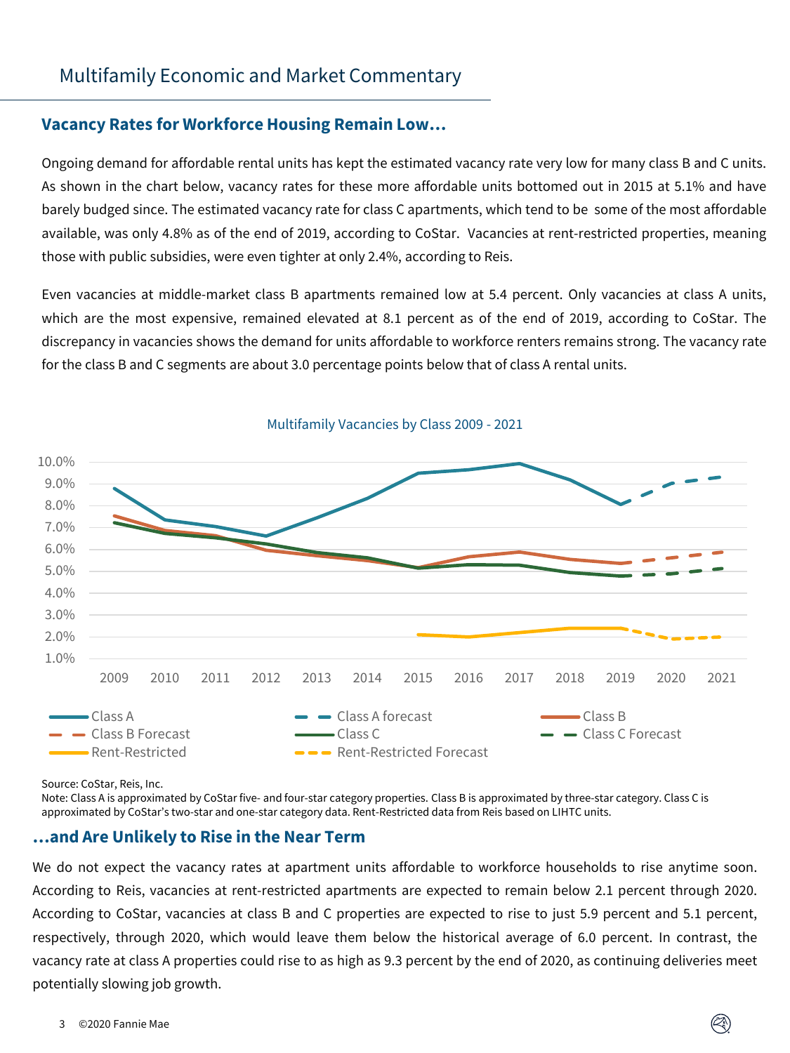## Vacancy Rates for Workforce Housing Remain Low…

Ongoing demand for affordable rental units has kept the estimated vacancy rate very low for many class B and C units. As shown in the chart below, vacancy rates for these more affordable units bottomed out in 2015 at 5.1% and have barely budged since. The estimated vacancy rate for class C apartments, which tend to be some of the most affordable available, was only 4.8% as of the end of 2019, according to CoStar. Vacancies at rent-restricted properties, meaning those with public subsidies, were even tighter at only 2.4%, according to Reis.

Even vacancies at middle-market class B apartments remained low at 5.4 percent. Only vacancies at class A units, which are the most expensive, remained elevated at 8.1 percent as of the end of 2019, according to CoStar. The discrepancy in vacancies shows the demand for units affordable to workforce renters remains strong. The vacancy rate for the class B and C segments are about 3.0 percentage points below that of class A rental units.

Multifamily Vacancies by Class 2009 - 2021

Source: CoStar, Reis, Inc.
Note: Class A is approximated by CoStar five- and four-star category properties. Class B is approximated by three-star category. Class C is approximated by CoStar's two-star and one-star category data. Rent-Restricted data from Reis based on LIHTC units.

## …and Are Unlikely to Rise in the Near Term

We do not expect the vacancy rates at apartment units affordable to workforce households to rise anytime soon. According to Reis, vacancies at rent-restricted apartments are expected to remain below 2.1 percent through 2020. According to CoStar, vacancies at class B and C properties are expected to rise to just 5.9 percent and 5.1 percent, respectively, through 2020, which would leave them below the historical average of 6.0 percent. In contrast, the vacancy rate at class A properties could rise to as high as 9.3 percent by the end of 2020, as continuing deliveries meet potentially slowing job growth.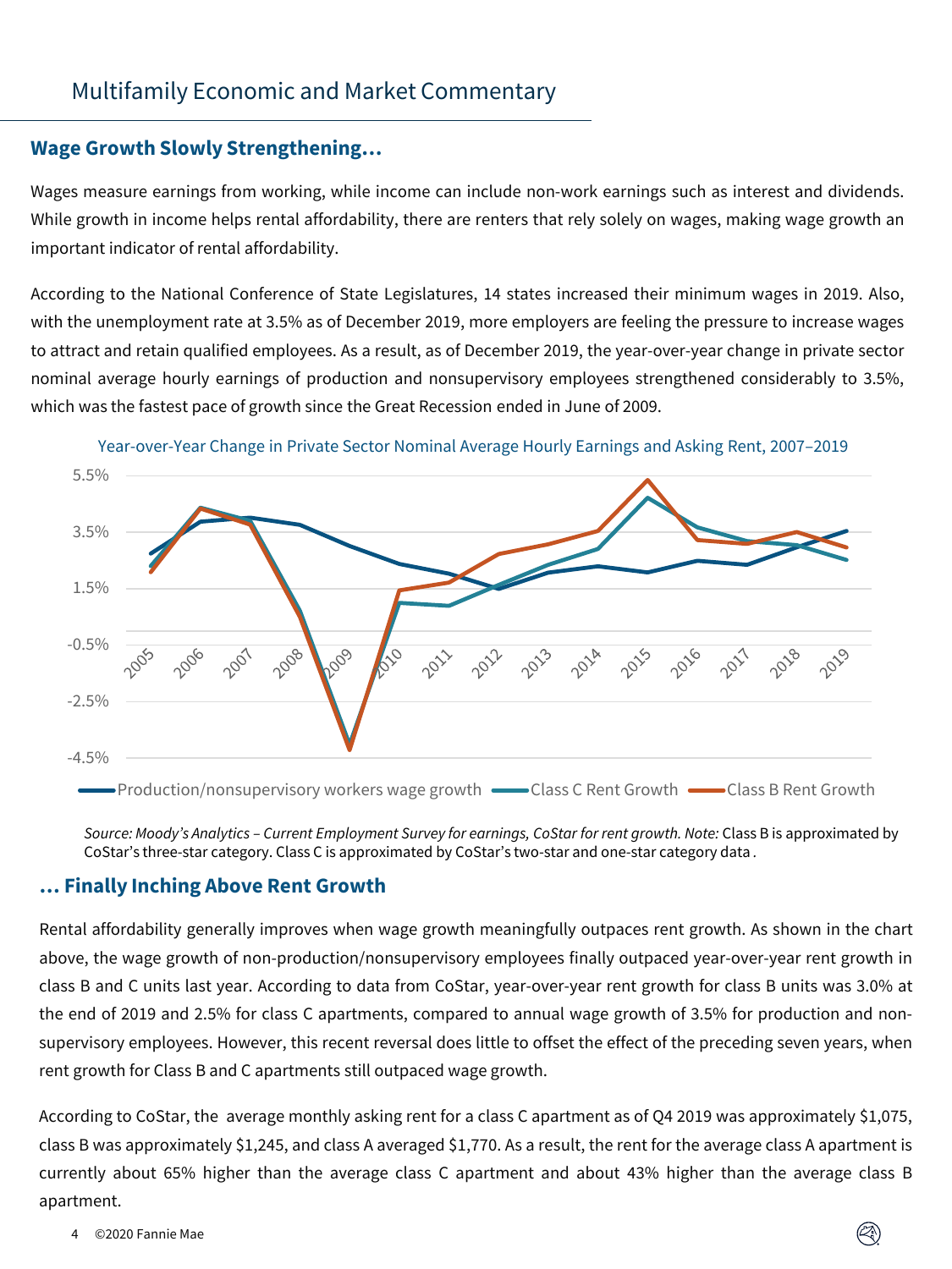# Multifamily Economic and Market Commentary

## Wage Growth Slowly Strengthening…

Wages measure earnings from working, while income can include non-work earnings such as interest and dividends. While growth in income helps rental affordability, there are renters that rely solely on wages, making wage growth an important indicator of rental affordability.

According to the National Conference of State Legislatures, 14 states increased their minimum wages in 2019. Also, with the unemployment rate at 3.5% as of December 2019, more employers are feeling the pressure to increase wages to attract and retain qualified employees. As a result, as of December 2019, the year-over-year change in private sector nominal average hourly earnings of production and nonsupervisory employees strengthened considerably to 3.5%, which was the fastest pace of growth since the Great Recession ended in June of 2009.

Year-over-Year Change in Private Sector Nominal Average Hourly Earnings and Asking Rent, 2007–2019

*Source: Moody's Analytics – Current Employment Survey for earnings, CoStar for rent growth. Note:* Class B is approximated by CoStar's three-star category. Class C is approximated by CoStar's two-star and one-star category data .

## … Finally Inching Above Rent Growth

Rental affordability generally improves when wage growth meaningfully outpaces rent growth. As shown in the chart above, the wage growth of non-production/nonsupervisory employees finally outpaced year-over-year rent growth in class B and C units last year. According to data from CoStar, year-over-year rent growth for class B units was 3.0% at the end of 2019 and 2.5% for class C apartments, compared to annual wage growth of 3.5% for production and non-supervisory employees. However, this recent reversal does little to offset the effect of the preceding seven years, when rent growth for Class B and C apartments still outpaced wage growth.

According to CoStar, the average monthly asking rent for a class C apartment as of Q4 2019 was approximately $1,075, class B was approximately $1,245, and class A averaged $1,770. As a result, the rent for the average class A apartment is currently about 65% higher than the average class C apartment and about 43% higher than the average class B apartment.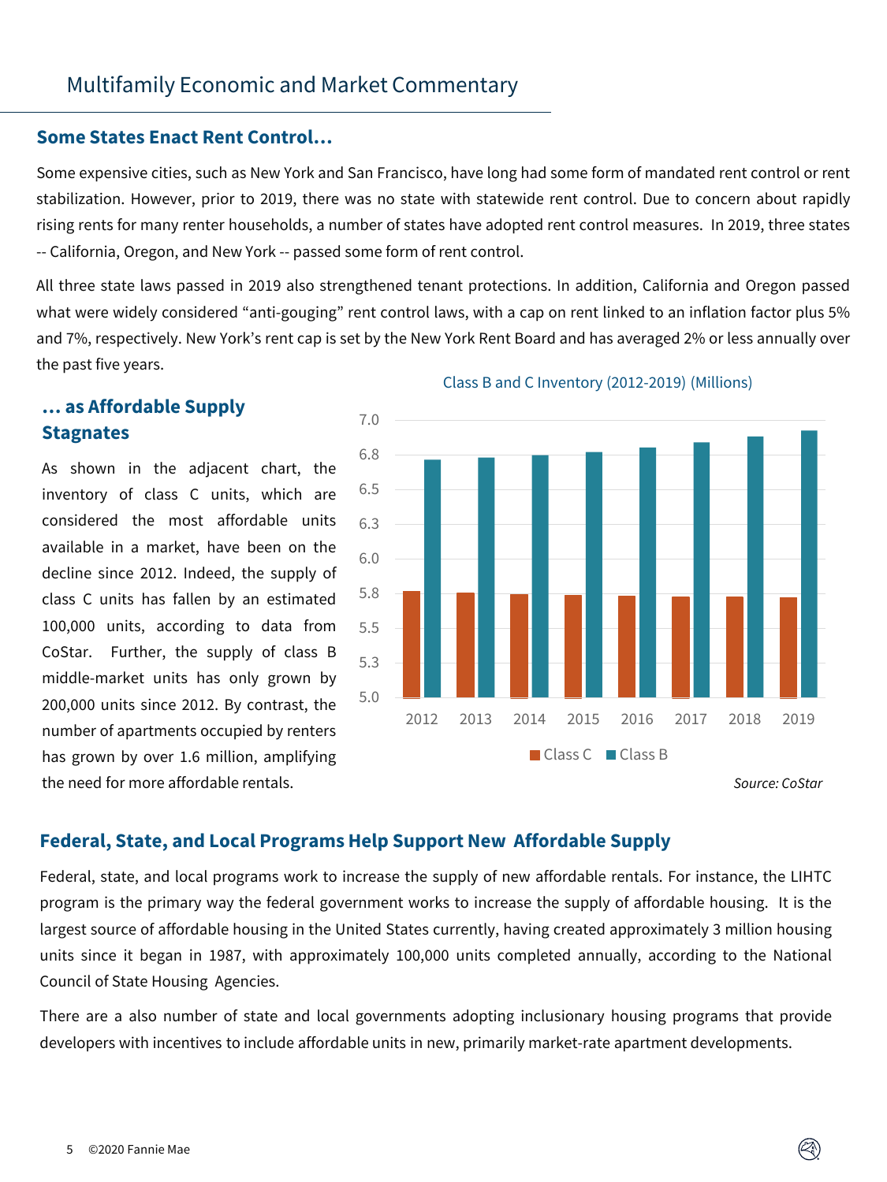## Some States Enact Rent Control…

Some expensive cities, such as New York and San Francisco, have long had some form of mandated rent control or rent stabilization. However, prior to 2019, there was no state with statewide rent control. Due to concern about rapidly rising rents for many renter households, a number of states have adopted rent control measures. In 2019, three states -- California, Oregon, and New York -- passed some form of rent control.

All three state laws passed in 2019 also strengthened tenant protections. In addition, California and Oregon passed what were widely considered "anti-gouging" rent control laws, with a cap on rent linked to an inflation factor plus 5% and 7%, respectively. New York's rent cap is set by the New York Rent Board and has averaged 2% or less annually over the past five years.

## … as Affordable Supply Stagnates

As shown in the adjacent chart, the inventory of class C units, which are considered the most affordable units available in a market, have been on the decline since 2012. Indeed, the supply of class C units has fallen by an estimated 100,000 units, according to data from CoStar. Further, the supply of class B middle-market units has only grown by 200,000 units since 2012. By contrast, the number of apartments occupied by renters has grown by over 1.6 million, amplifying the need for more affordable rentals.

Class B and C Inventory (2012-2019) (Millions)

*Source: CoStar*

## Federal, State, and Local Programs Help Support New Affordable Supply

Federal, state, and local programs work to increase the supply of new affordable rentals. For instance, the LIHTC program is the primary way the federal government works to increase the supply of affordable housing. It is the largest source of affordable housing in the United States currently, having created approximately 3 million housing units since it began in 1987, with approximately 100,000 units completed annually, according to the National Council of State Housing Agencies.

There are a also number of state and local governments adopting inclusionary housing programs that provide developers with incentives to include affordable units in new, primarily market-rate apartment developments.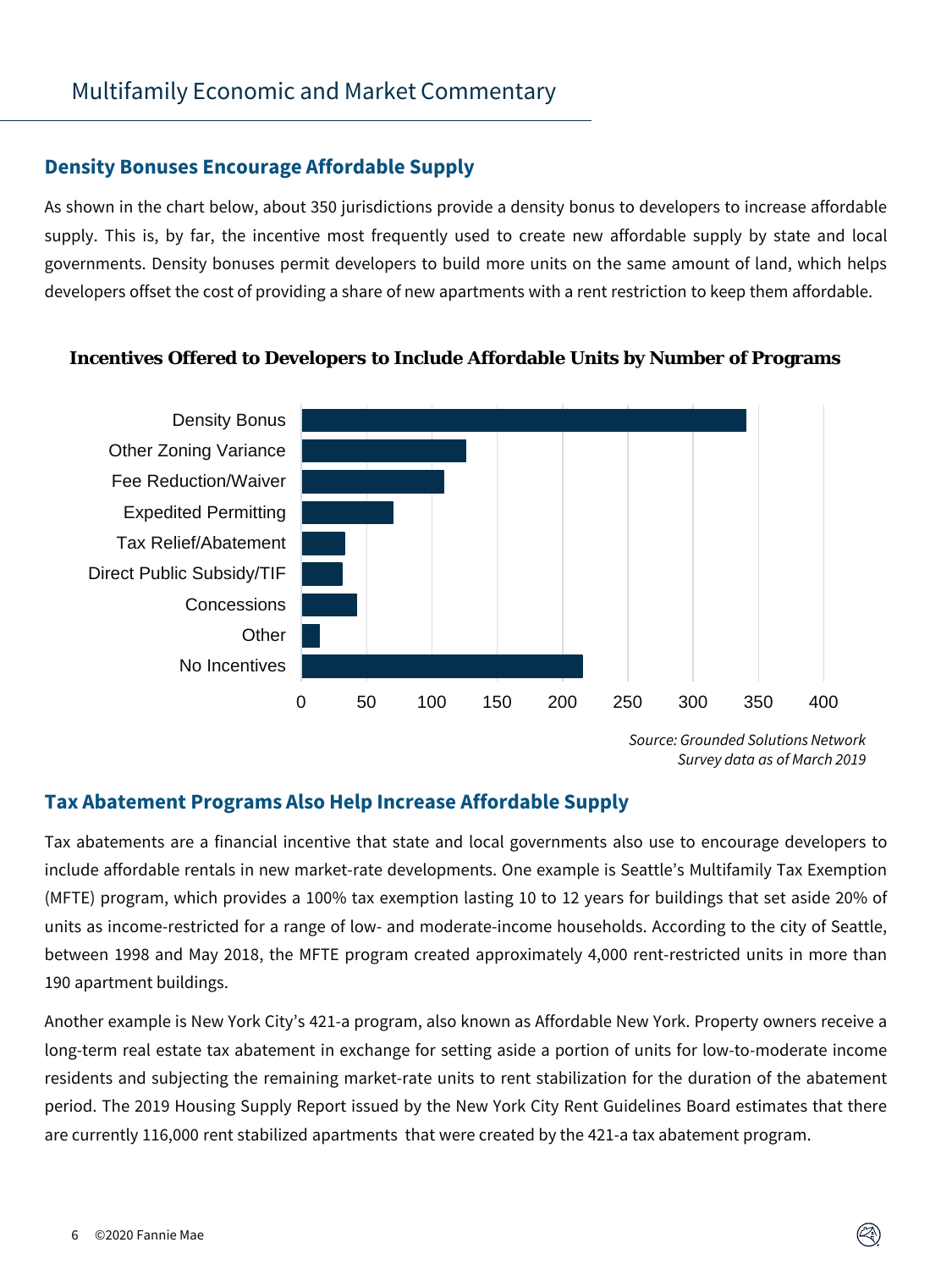## Density Bonuses Encourage Affordable Supply

As shown in the chart below, about 350 jurisdictions provide a density bonus to developers to increase affordable supply. This is, by far, the incentive most frequently used to create new affordable supply by state and local governments. Density bonuses permit developers to build more units on the same amount of land, which helps developers offset the cost of providing a share of new apartments with a rent restriction to keep them affordable.

**Incentives Offered to Developers to Include Affordable Units by Number of Programs**

| Incentive | Approx. Number of Programs |
| --- | --- |
| Density Bonus | ~340 |
| Other Zoning Variance | ~125 |
| Fee Reduction/Waiver | ~108 |
| Expedited Permitting | ~70 |
| Tax Relief/Abatement | ~33 |
| Direct Public Subsidy/TIF | ~31 |
| Concessions | ~42 |
| Other | ~14 |
| No Incentives | ~215 |

*Source: Grounded Solutions Network*
*Survey data as of March 2019*

## Tax Abatement Programs Also Help Increase Affordable Supply

Tax abatements are a financial incentive that state and local governments also use to encourage developers to include affordable rentals in new market-rate developments. One example is Seattle's Multifamily Tax Exemption (MFTE) program, which provides a 100% tax exemption lasting 10 to 12 years for buildings that set aside 20% of units as income-restricted for a range of low- and moderate-income households. According to the city of Seattle, between 1998 and May 2018, the MFTE program created approximately 4,000 rent-restricted units in more than 190 apartment buildings.

Another example is New York City's 421-a program, also known as Affordable New York. Property owners receive a long-term real estate tax abatement in exchange for setting aside a portion of units for low-to-moderate income residents and subjecting the remaining market-rate units to rent stabilization for the duration of the abatement period. The 2019 Housing Supply Report issued by the New York City Rent Guidelines Board estimates that there are currently 116,000 rent stabilized apartments that were created by the 421-a tax abatement program.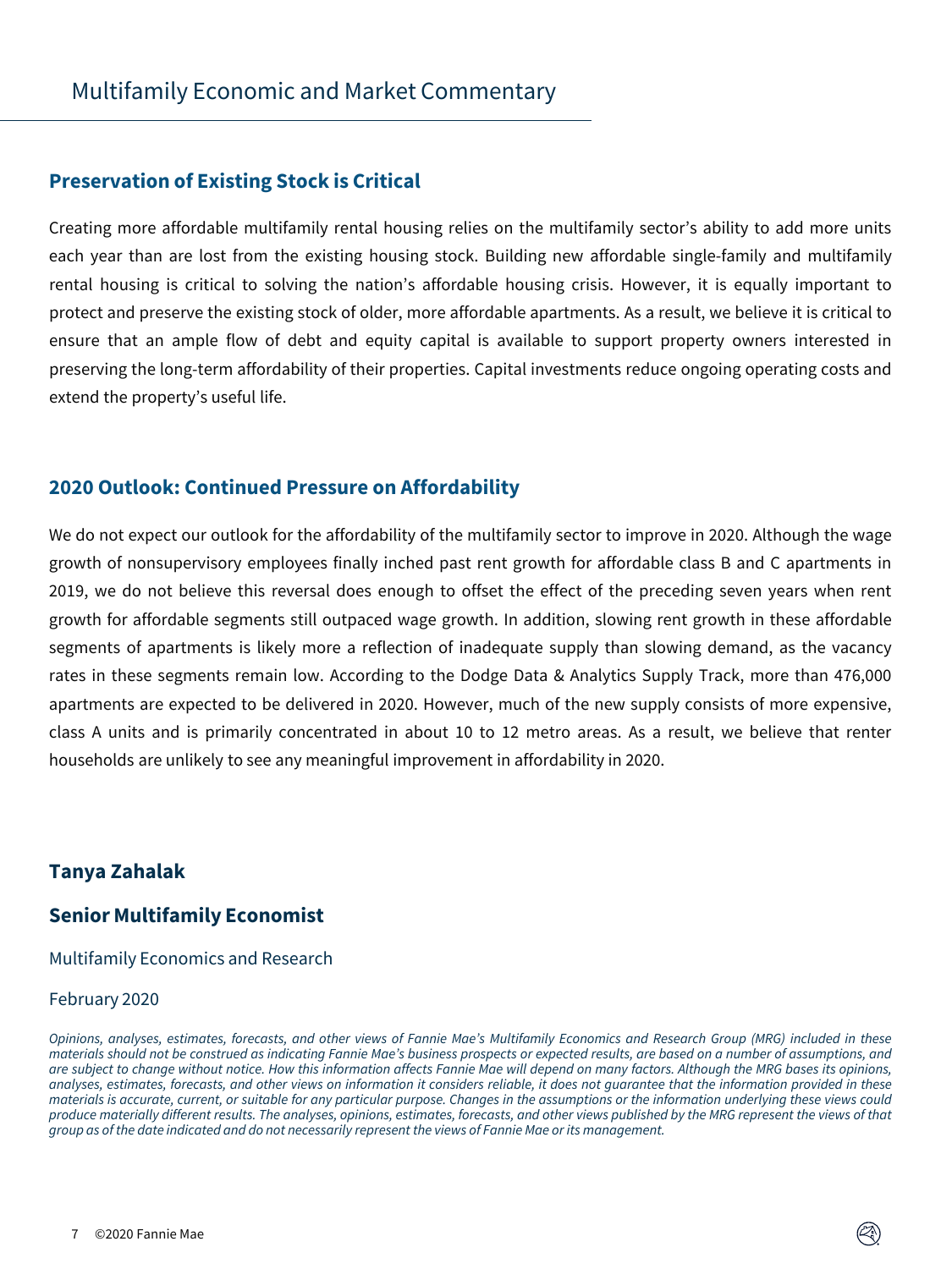## Preservation of Existing Stock is Critical

Creating more affordable multifamily rental housing relies on the multifamily sector's ability to add more units each year than are lost from the existing housing stock. Building new affordable single-family and multifamily rental housing is critical to solving the nation's affordable housing crisis. However, it is equally important to protect and preserve the existing stock of older, more affordable apartments. As a result, we believe it is critical to ensure that an ample flow of debt and equity capital is available to support property owners interested in preserving the long-term affordability of their properties. Capital investments reduce ongoing operating costs and extend the property's useful life.

## 2020 Outlook: Continued Pressure on Affordability

We do not expect our outlook for the affordability of the multifamily sector to improve in 2020. Although the wage growth of nonsupervisory employees finally inched past rent growth for affordable class B and C apartments in 2019, we do not believe this reversal does enough to offset the effect of the preceding seven years when rent growth for affordable segments still outpaced wage growth. In addition, slowing rent growth in these affordable segments of apartments is likely more a reflection of inadequate supply than slowing demand, as the vacancy rates in these segments remain low. According to the Dodge Data & Analytics Supply Track, more than 476,000 apartments are expected to be delivered in 2020. However, much of the new supply consists of more expensive, class A units and is primarily concentrated in about 10 to 12 metro areas. As a result, we believe that renter households are unlikely to see any meaningful improvement in affordability in 2020.

**Tanya Zahalak**

**Senior Multifamily Economist**

Multifamily Economics and Research

February 2020

*Opinions, analyses, estimates, forecasts, and other views of Fannie Mae's Multifamily Economics and Research Group (MRG) included in these materials should not be construed as indicating Fannie Mae's business prospects or expected results, are based on a number of assumptions, and are subject to change without notice. How this information affects Fannie Mae will depend on many factors. Although the MRG bases its opinions, analyses, estimates, forecasts, and other views on information it considers reliable, it does not guarantee that the information provided in these materials is accurate, current, or suitable for any particular purpose. Changes in the assumptions or the information underlying these views could produce materially different results. The analyses, opinions, estimates, forecasts, and other views published by the MRG represent the views of that group as of the date indicated and do not necessarily represent the views of Fannie Mae or its management.*